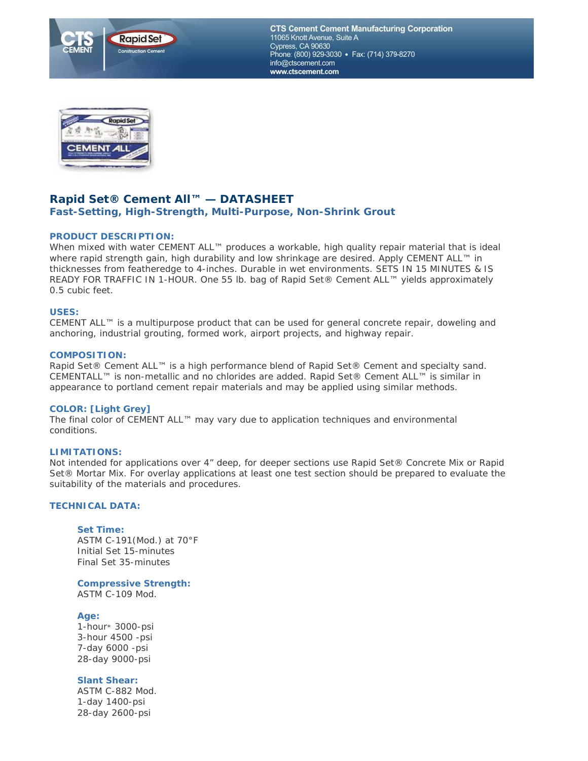CTS Cement Cement Manufacturing Corporation
11065 Knott Avenue, Suite A
Cypress, CA 90630
Phone: (800) 929-3030 • Fax: (714) 379-8270
info@ctscement.com
www.ctscement.com

# Rapid Set® Cement All™ — DATASHEET

## Fast-Setting, High-Strength, Multi-Purpose, Non-Shrink Grout

### PRODUCT DESCRIPTION:

When mixed with water CEMENT ALL™ produces a workable, high quality repair material that is ideal where rapid strength gain, high durability and low shrinkage are desired. Apply CEMENT ALL™ in thicknesses from featheredge to 4-inches. Durable in wet environments. SETS IN 15 MINUTES & IS READY FOR TRAFFIC IN 1-HOUR. One 55 lb. bag of Rapid Set® Cement ALL™ yields approximately 0.5 cubic feet.

### USES:

CEMENT ALL™ is a multipurpose product that can be used for general concrete repair, doweling and anchoring, industrial grouting, formed work, airport projects, and highway repair.

### COMPOSITION:

Rapid Set® Cement ALL™ is a high performance blend of Rapid Set® Cement and specialty sand. CEMENTALL™ is non-metallic and no chlorides are added. Rapid Set® Cement ALL™ is similar in appearance to portland cement repair materials and may be applied using similar methods.

### COLOR: [Light Grey]

The final color of CEMENT ALL™ may vary due to application techniques and environmental conditions.

### LIMITATIONS:

Not intended for applications over 4” deep, for deeper sections use Rapid Set® Concrete Mix or Rapid Set® Mortar Mix. For overlay applications at least one test section should be prepared to evaluate the suitability of the materials and procedures.

### TECHNICAL DATA:

#### Set Time:

ASTM C-191(Mod.) at 70°F
Initial Set 15-minutes
Final Set 35-minutes

#### Compressive Strength:

ASTM C-109 Mod.

#### Age:

1-hour* 3000-psi
3-hour 4500 -psi
7-day 6000 -psi
28-day 9000-psi

#### Slant Shear:

ASTM C-882 Mod.
1-day 1400-psi
28-day 2600-psi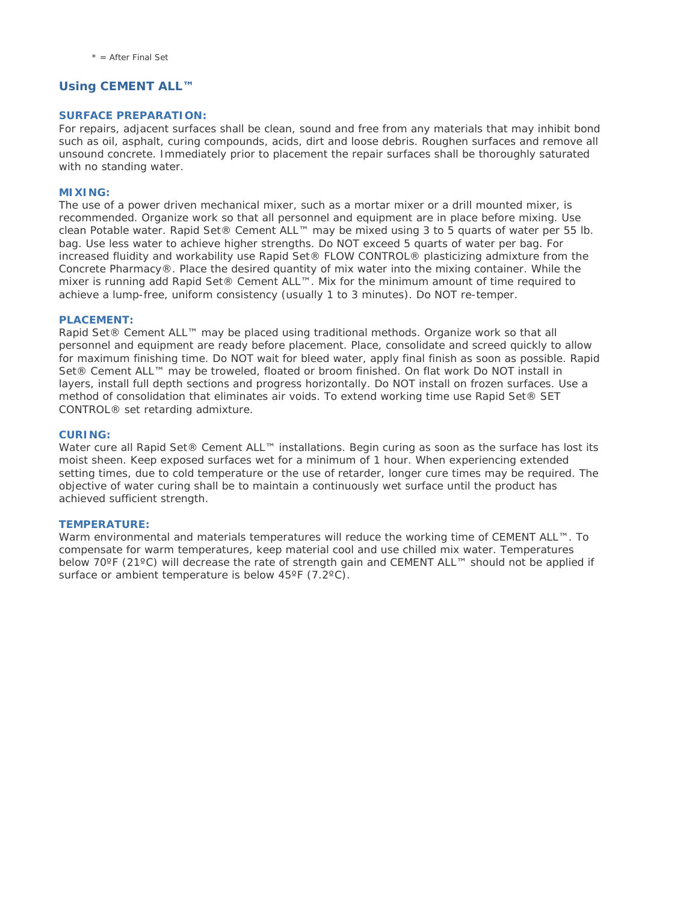* = After Final Set

## Using CEMENT ALL™

### SURFACE PREPARATION:

For repairs, adjacent surfaces shall be clean, sound and free from any materials that may inhibit bond such as oil, asphalt, curing compounds, acids, dirt and loose debris. Roughen surfaces and remove all unsound concrete. Immediately prior to placement the repair surfaces shall be thoroughly saturated with no standing water.

### MIXING:

The use of a power driven mechanical mixer, such as a mortar mixer or a drill mounted mixer, is recommended. Organize work so that all personnel and equipment are in place before mixing. Use clean Potable water. Rapid Set® Cement ALL™ may be mixed using 3 to 5 quarts of water per 55 lb. bag. Use less water to achieve higher strengths. Do NOT exceed 5 quarts of water per bag. For increased fluidity and workability use Rapid Set® FLOW CONTROL® plasticizing admixture from the Concrete Pharmacy®. Place the desired quantity of mix water into the mixing container. While the mixer is running add Rapid Set® Cement ALL™. Mix for the minimum amount of time required to achieve a lump-free, uniform consistency (usually 1 to 3 minutes). Do NOT re-temper.

### PLACEMENT:

Rapid Set® Cement ALL™ may be placed using traditional methods. Organize work so that all personnel and equipment are ready before placement. Place, consolidate and screed quickly to allow for maximum finishing time. Do NOT wait for bleed water, apply final finish as soon as possible. Rapid Set® Cement ALL™ may be troweled, floated or broom finished. On flat work Do NOT install in layers, install full depth sections and progress horizontally. Do NOT install on frozen surfaces. Use a method of consolidation that eliminates air voids. To extend working time use Rapid Set® SET CONTROL® set retarding admixture.

### CURING:

Water cure all Rapid Set® Cement ALL™ installations. Begin curing as soon as the surface has lost its moist sheen. Keep exposed surfaces wet for a minimum of 1 hour. When experiencing extended setting times, due to cold temperature or the use of retarder, longer cure times may be required. The objective of water curing shall be to maintain a continuously wet surface until the product has achieved sufficient strength.

### TEMPERATURE:

Warm environmental and materials temperatures will reduce the working time of CEMENT ALL™. To compensate for warm temperatures, keep material cool and use chilled mix water. Temperatures below 70ºF (21ºC) will decrease the rate of strength gain and CEMENT ALL™ should not be applied if surface or ambient temperature is below 45ºF (7.2ºC).